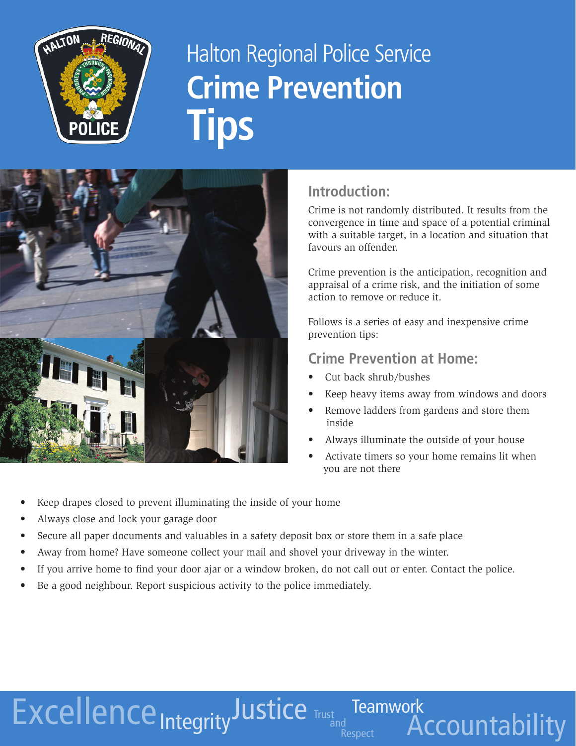Halton Regional Police Service

# Crime Prevention Tips

## Introduction:

Crime is not randomly distributed. It results from the convergence in time and space of a potential criminal with a suitable target, in a location and situation that favours an offender.

Crime prevention is the anticipation, recognition and appraisal of a crime risk, and the initiation of some action to remove or reduce it.

Follows is a series of easy and inexpensive crime prevention tips:

## Crime Prevention at Home:

- Cut back shrub/bushes
- Keep heavy items away from windows and doors
- Remove ladders from gardens and store them inside
- Always illuminate the outside of your house
- Activate timers so your home remains lit when you are not there
- Keep drapes closed to prevent illuminating the inside of your home
- Always close and lock your garage door
- Secure all paper documents and valuables in a safety deposit box or store them in a safe place
- Away from home? Have someone collect your mail and shovel your driveway in the winter.
- If you arrive home to find your door ajar or a window broken, do not call out or enter. Contact the police.
- Be a good neighbour. Report suspicious activity to the police immediately.

Excellence Integrity Justice Trust and Respect Teamwork Accountability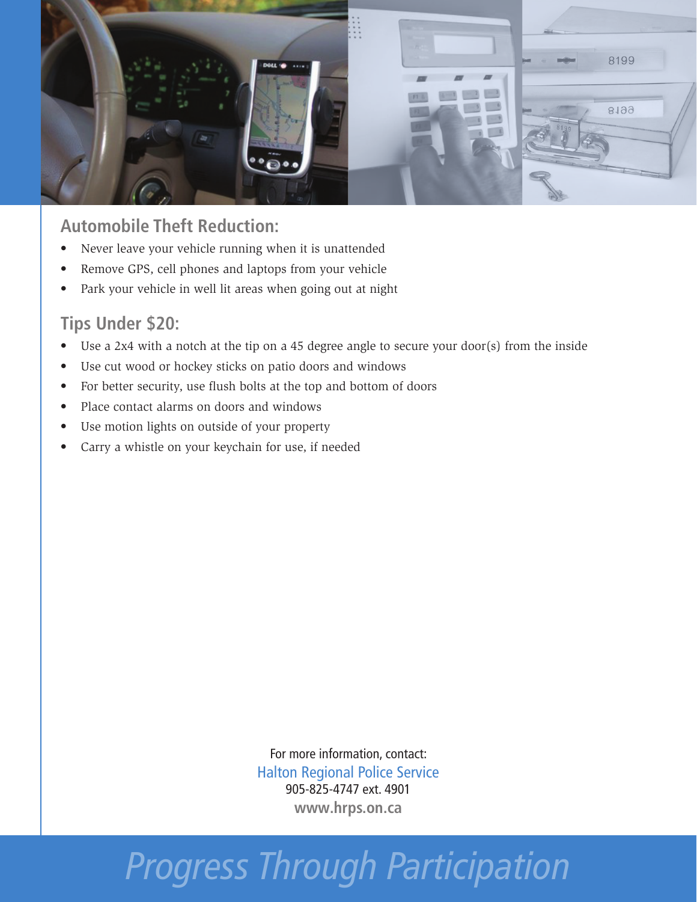## Automobile Theft Reduction:

- Never leave your vehicle running when it is unattended
- Remove GPS, cell phones and laptops from your vehicle
- Park your vehicle in well lit areas when going out at night

## Tips Under $20:

- Use a 2x4 with a notch at the tip on a 45 degree angle to secure your door(s) from the inside
- Use cut wood or hockey sticks on patio doors and windows
- For better security, use flush bolts at the top and bottom of doors
- Place contact alarms on doors and windows
- Use motion lights on outside of your property
- Carry a whistle on your keychain for use, if needed

For more information, contact:
Halton Regional Police Service
905-825-4747 ext. 4901
**www.hrps.on.ca**

*Progress Through Participation*